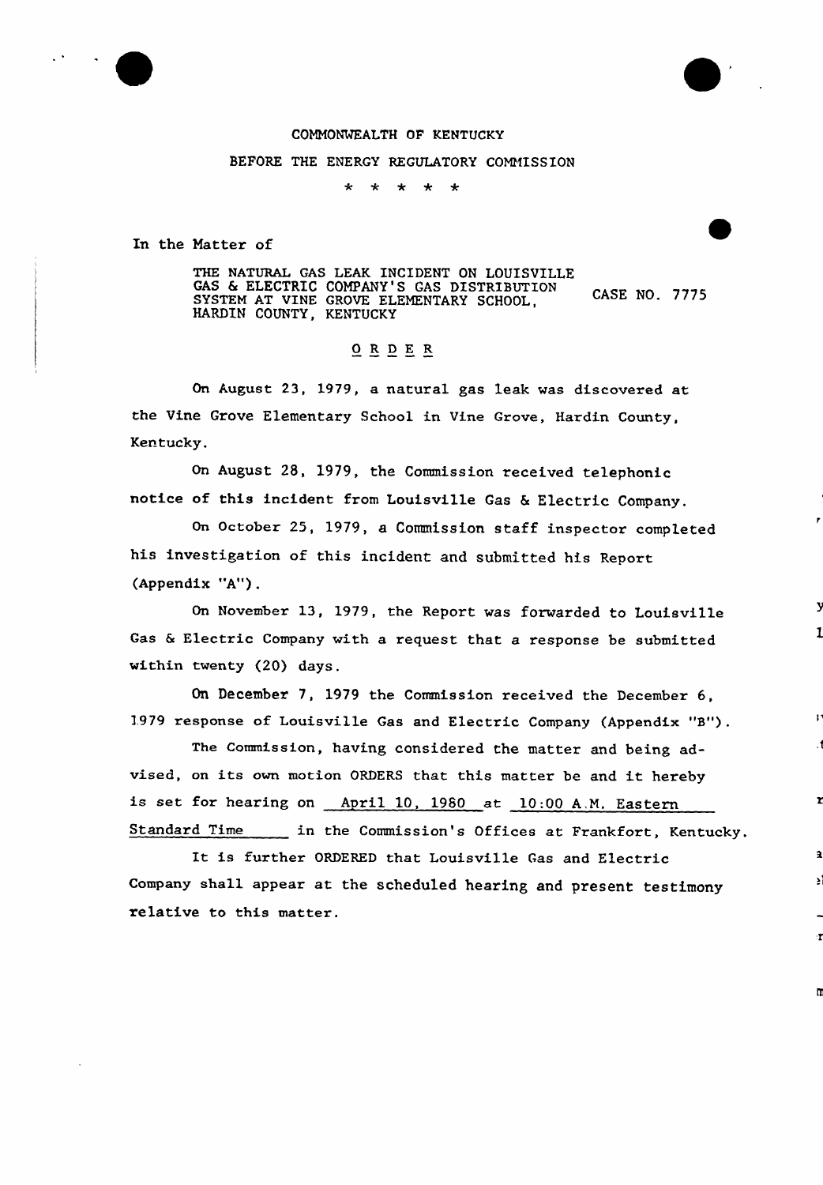COMMONWEALTH OF KENTUCKY

BEFORE THE ENERGY REGULATORY COMMISSION

\* \* \* \* \*

In the Matter of

THE NATURAL GAS LEAK INCIDENT ON LOUISVILLE GAS & ELECTRIC COMPANY'S GAS DISTRIBUTION SYSTEM AT VINE GROVE ELEMENTARY SCHOOL, HARDIN COUNTY, KENTUCKY — CASE NO. 7775

## O R D E R

On August 23, 1979, a natural gas leak was discovered at the Vine Grove Elementary School in Vine Grove, Hardin County, Kentucky.

On August 28, 1979, the Commission received telephonic notice of this incident from Louisville Gas & Electric Company.

On October 25, 1979, a Commission staff inspector completed his investigation of this incident and submitted his Report (Appendix "A").

On November 13, 1979, the Report was forwarded to Louisville Gas & Electric Company with a request that a response be submitted within twenty (20) days.

On December 7, 1979 the Commission received the December 6, 1979 response of Louisville Gas and Electric Company (Appendix "B").

The Commission, having considered the matter and being advised, on its own motion ORDERS that this matter be and it hereby is set for hearing on April 10, 1980 at 10:00 A.M. Eastern Standard Time in the Commission's Offices at Frankfort, Kentucky.

It is further ORDERED that Louisville Gas and Electric Company shall appear at the scheduled hearing and present testimony relative to this matter.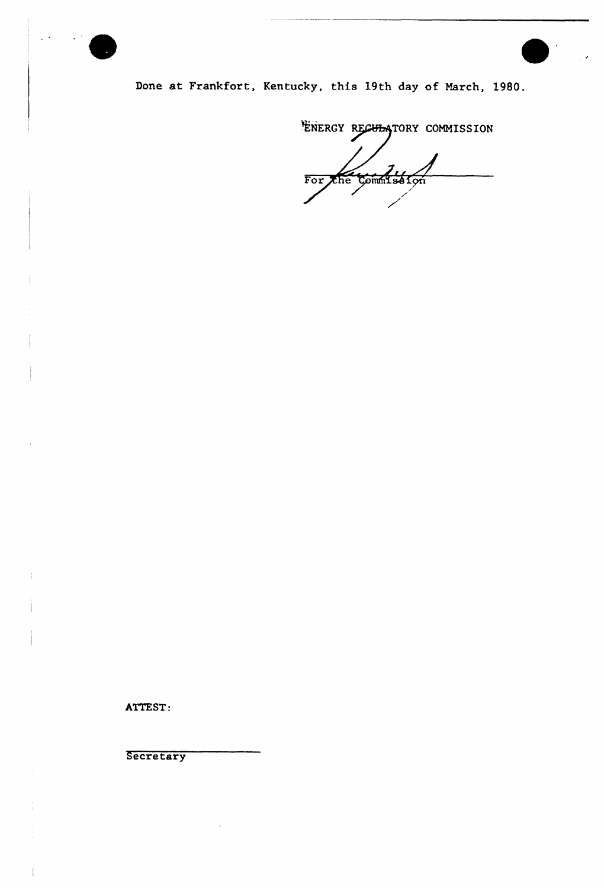Done at Frankfort, Kentucky, this 19th day of March, 1980.

ENERGY REGULATORY COMMISSION

For the Commission

ATTEST:

Secretary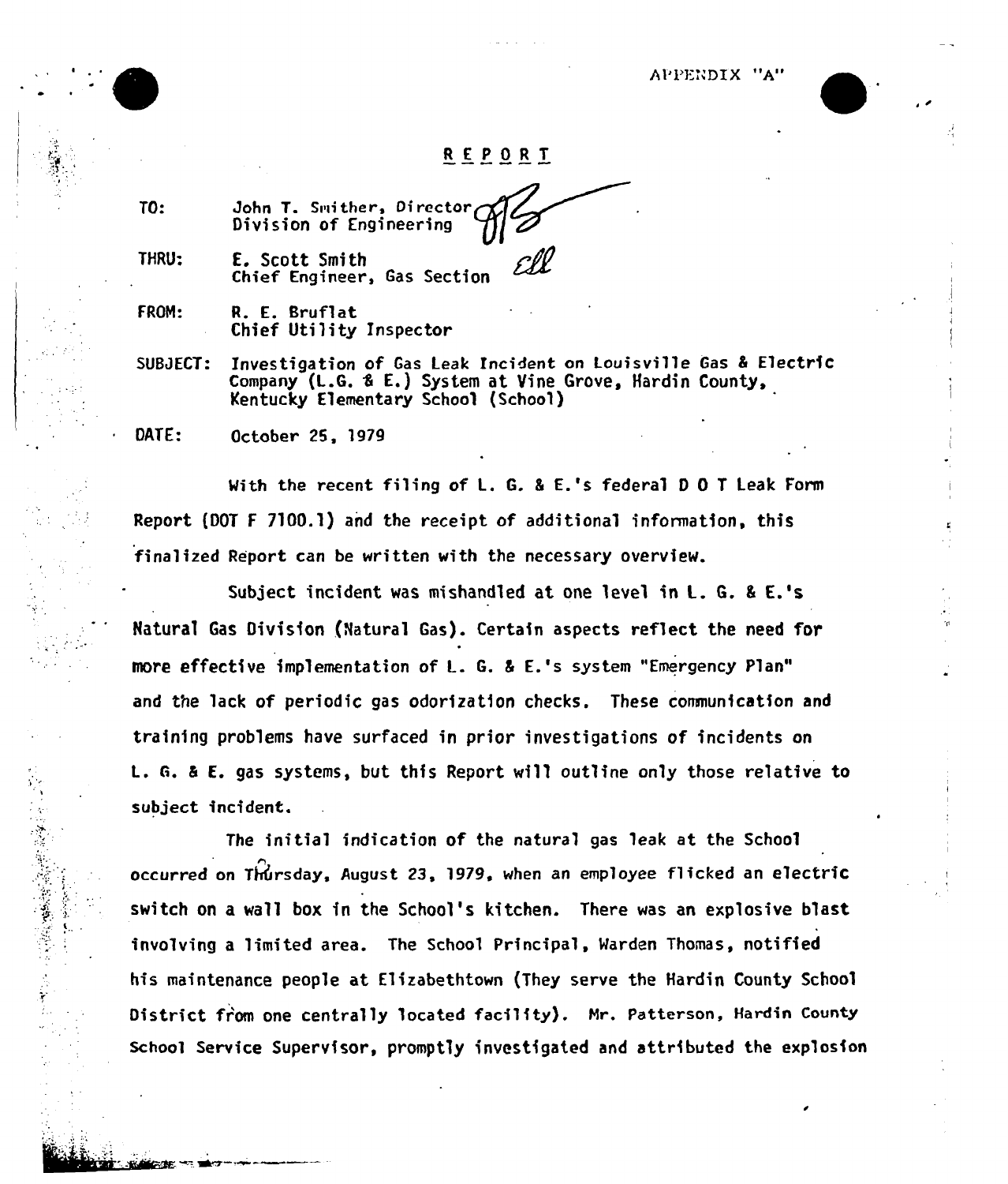APPENDIX "A"

# REPORT

TO: John T. Smither, Director
Division of Engineering

THRU: E. Scott Smith
Chief Engineer, Gas Section

FROM: R. E. Bruflat
Chief Utility Inspector

SUBJECT: Investigation of Gas Leak Incident on Louisville Gas & Electric Company (L.G. & E.) System at Vine Grove, Hardin County, Kentucky Elementary School (School)

DATE: October 25, 1979

With the recent filing of L. G. & E.'s federal D O T Leak Form Report (DOT F 7100.1) and the receipt of additional information, this finalized Report can be written with the necessary overview.

Subject incident was mishandled at one level in L. G. & E.'s Natural Gas Division (Natural Gas). Certain aspects reflect the need for more effective implementation of L. G. & E.'s system "Emergency Plan" and the lack of periodic gas odorization checks. These communication and training problems have surfaced in prior investigations of incidents on L. G. & E. gas systems, but this Report will outline only those relative to subject incident.

The initial indication of the natural gas leak at the School occurred on Thursday, August 23, 1979, when an employee flicked an electric switch on a wall box in the School's kitchen. There was an explosive blast involving a limited area. The School Principal, Warden Thomas, notified his maintenance people at Elizabethtown (They serve the Hardin County School District from one centrally located facility). Mr. Patterson, Hardin County School Service Supervisor, promptly investigated and attributed the explosion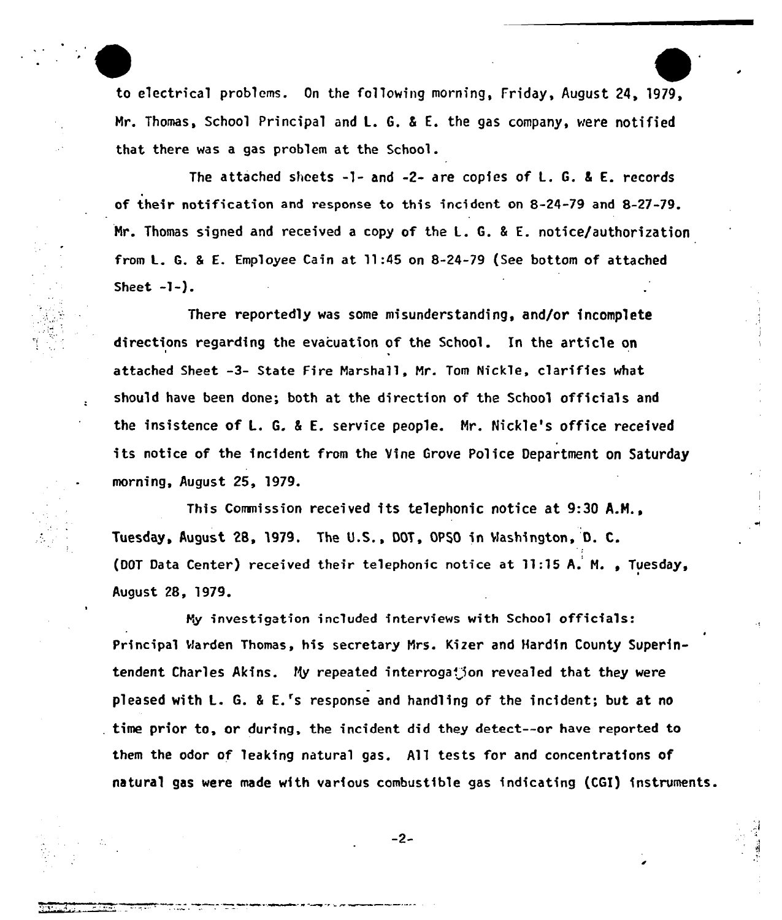to electrical problems. On the following morning, Friday, August 24, 1979, Mr. Thomas, School Principal and L. G. & E. the gas company, were notified that there was a gas problem at the School.

The attached sheets -1- and -2- are copies of L. G. & E. records of their notification and response to this incident on 8-24-79 and 8-27-79. Mr. Thomas signed and received a copy of the L. G. & E. notice/authorization from L. G. & E. Employee Cain at 11:45 on 8-24-79 (See bottom of attached Sheet -1-).

There reportedly was some misunderstanding, and/or incomplete directions regarding the evacuation of the School. In the article on attached Sheet -3- State Fire Marshall, Mr. Tom Nickle, clarifies what should have been done; both at the direction of the School officials and the insistence of L. G. & E. service people. Mr. Nickle's office received its notice of the incident from the Vine Grove Police Department on Saturday morning, August 25, 1979.

This Commission received its telephonic notice at 9:30 A.M., Tuesday, August 28, 1979. The U.S., DOT, OPSO in Washington, D. C. (DOT Data Center) received their telephonic notice at 11:15 A. M. , Tuesday, August 28, 1979.

My investigation included interviews with School officials: Principal Warden Thomas, his secretary Mrs. Kizer and Hardin County Superintendent Charles Akins. My repeated interrogation revealed that they were pleased with L. G. & E.'s response and handling of the incident; but at no time prior to, or during, the incident did they detect--or have reported to them the odor of leaking natural gas. All tests for and concentrations of natural gas were made with various combustible gas indicating (CGI) instruments.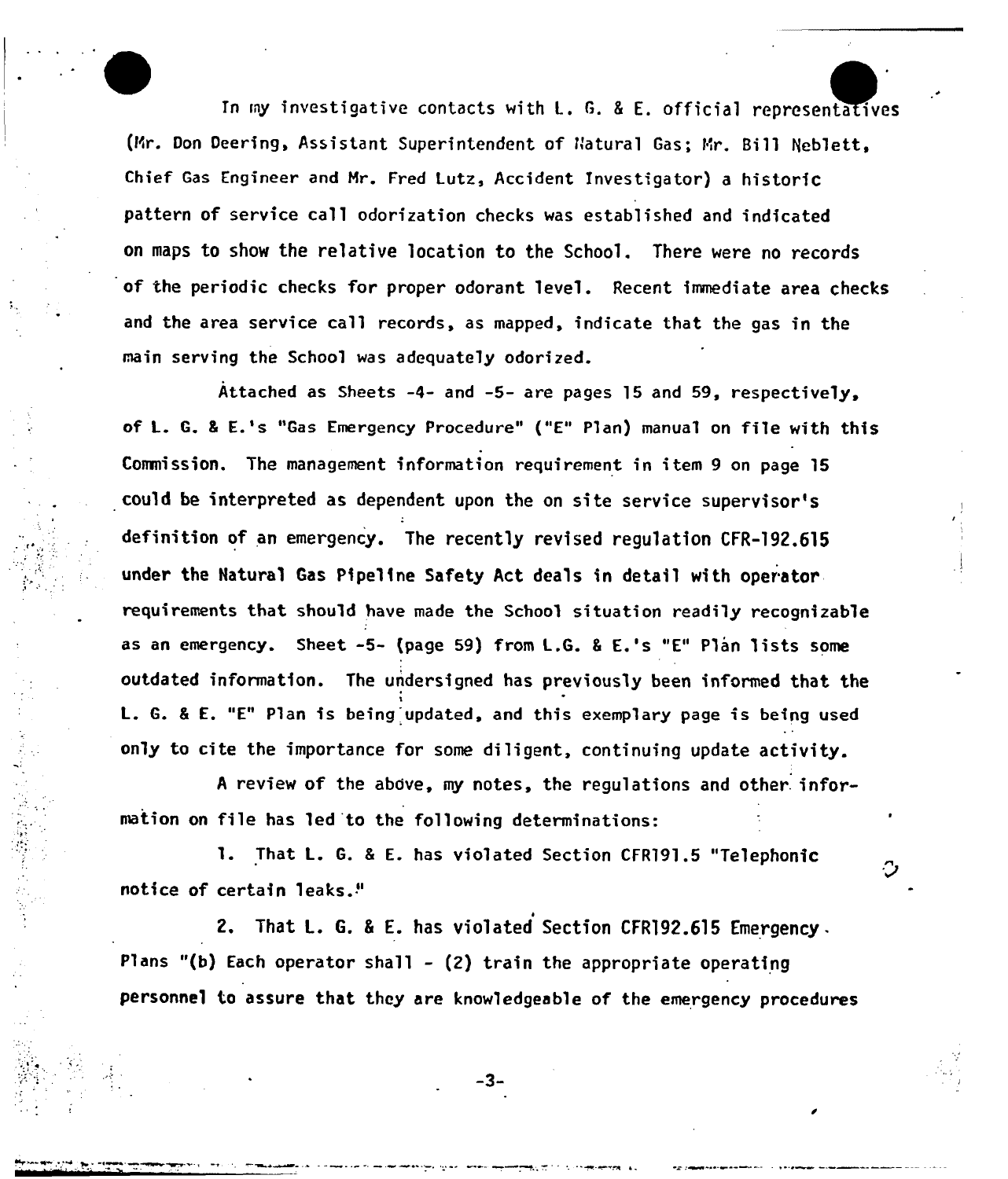In my investigative contacts with L. G. & E. official representatives (Mr. Don Deering, Assistant Superintendent of Natural Gas; Mr. Bill Neblett, Chief Gas Engineer and Mr. Fred Lutz, Accident Investigator) a historic pattern of service call odorization checks was established and indicated on maps to show the relative location to the School. There were no records of the periodic checks for proper odorant level. Recent immediate area checks and the area service call records, as mapped, indicate that the gas in the main serving the School was adequately odorized.

Attached as Sheets -4- and -5- are pages 15 and 59, respectively, of L. G. & E.'s "Gas Emergency Procedure" ("E" Plan) manual on file with this Commission. The management information requirement in item 9 on page 15 could be interpreted as dependent upon the on site service supervisor's definition of an emergency. The recently revised regulation CFR-192.615 under the Natural Gas Pipeline Safety Act deals in detail with operator requirements that should have made the School situation readily recognizable as an emergency. Sheet -5- (page 59) from L.G. & E.'s "E" Plan lists some outdated information. The undersigned has previously been informed that the L. G. & E. "E" Plan is being updated, and this exemplary page is being used only to cite the importance for some diligent, continuing update activity.

A review of the above, my notes, the regulations and other information on file has led to the following determinations:

1. That L. G. & E. has violated Section CFR191.5 "Telephonic notice of certain leaks."

2. That L. G. & E. has violated Section CFR192.615 Emergency Plans "(b) Each operator shall - (2) train the appropriate operating personnel to assure that they are knowledgeable of the emergency procedures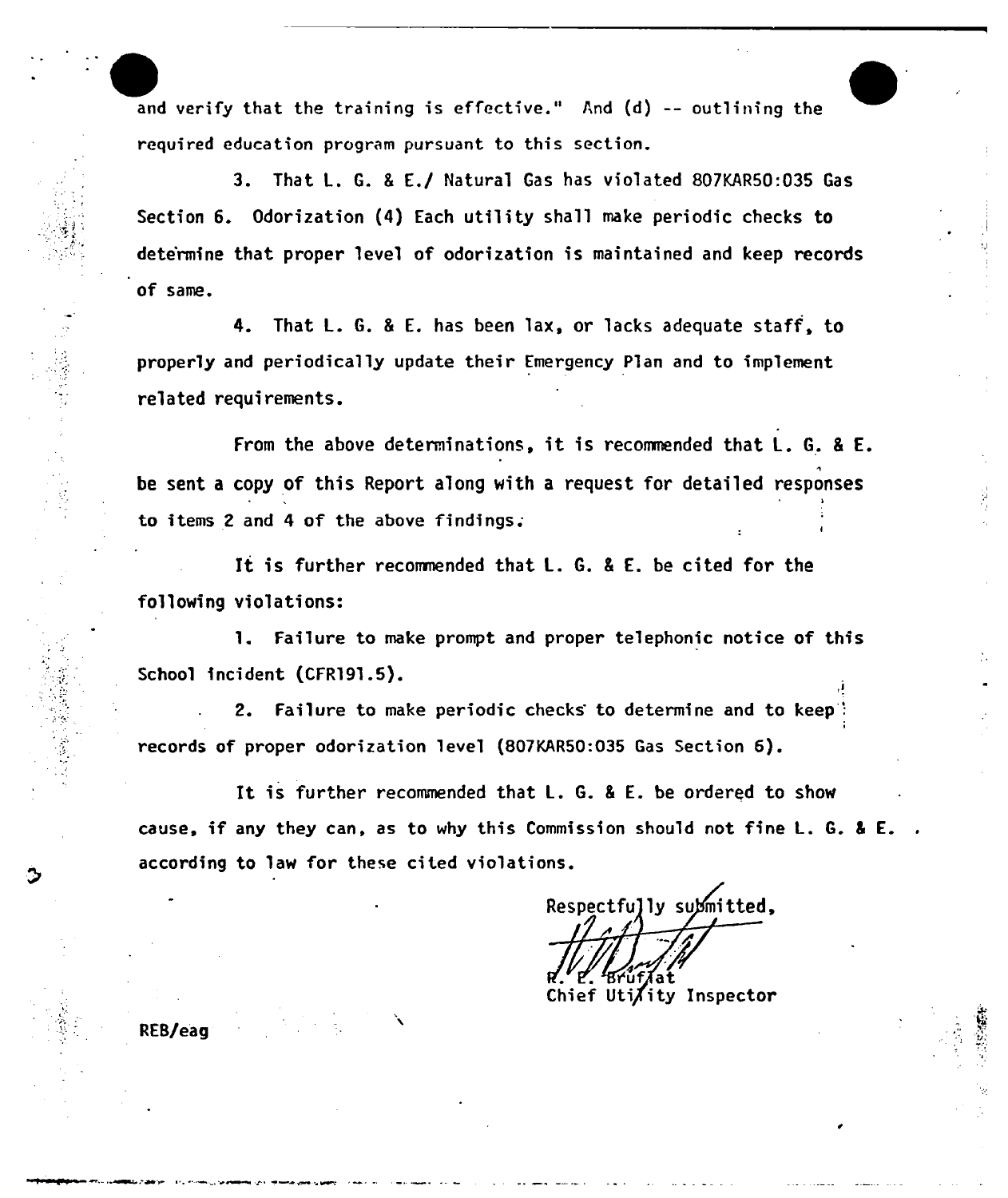and verify that the training is effective." And (d) -- outlining the required education program pursuant to this section.

3. That L. G. & E./ Natural Gas has violated 807KAR50:035 Gas Section 6. Odorization (4) Each utility shall make periodic checks to determine that proper level of odorization is maintained and keep records of same.

4. That L. G. & E. has been lax, or lacks adequate staff, to properly and periodically update their Emergency Plan and to implement related requirements.

From the above determinations, it is recommended that L. G. & E. be sent a copy of this Report along with a request for detailed responses to items 2 and 4 of the above findings.

It is further recommended that L. G. & E. be cited for the following violations:

1. Failure to make prompt and proper telephonic notice of this School incident (CFR191.5).

2. Failure to make periodic checks to determine and to keep records of proper odorization level (807KAR50:035 Gas Section 6).

It is further recommended that L. G. & E. be ordered to show cause, if any they can, as to why this Commission should not fine L. G. & E. according to law for these cited violations.

Respectfully submitted,

R. E. Bruflat
Chief Utility Inspector

REB/eag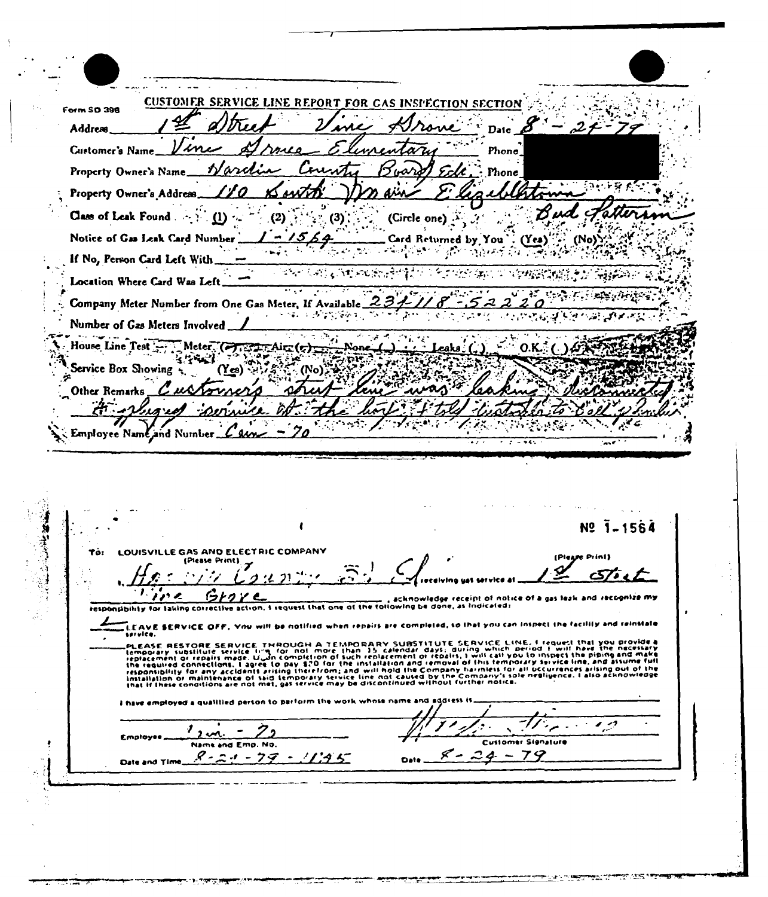Form SD 398

## CUSTOMER SERVICE LINE REPORT FOR GAS INSPECTION SECTION

Address 1st Street Vine Grove Date 8-24-79

Customer's Name Vine Grove Elementary Phone ████

Property Owner's Name Hardin County Board of Edc. Phone ████

Property Owner's Address 110 South Main Elizabethtown

Class of Leak Found (1) (2) (3) (Circle one) Bud Patterson

Notice of Gas Leak Card Number 1-1564 Card Returned by You (Yes) (No)

If No, Person Card Left With —

Location Where Card Was Left —

Company Meter Number from One Gas Meter, If Available 234-118-52220

Number of Gas Meters Involved 1

House Line Test — Meter ( ) Air ( ) None ( ) Leaks ( ) O.K. ( )

Service Box Showing (Yes) (No)

Other Remarks Customer's street line was leaking disconnected & plugged service at the box & told customer to call plumber

Employee Name and Number Cain - 70

---

№ 1-1564

To: LOUISVILLE GAS AND ELECTRIC COMPANY

(Please Print) Hardin County Bd. Ed receiving gas service at (Please Print) 1st Street Vine Grove, acknowledge receipt of notice of a gas leak and recognize my responsibility for taking corrective action. I request that one of the following be done, as indicated:

✓ LEAVE SERVICE OFF. You will be notified when repairs are completed, so that you can inspect the facility and reinstate service.

\_\_\_ PLEASE RESTORE SERVICE THROUGH A TEMPORARY SUBSTITUTE SERVICE LINE. I request that you provide a temporary substitute service line for not more than 15 calendar days; during which period I will have the necessary replacement or repairs made. Upon completion of such replacement or repairs, I will call you to inspect the piping and make the required connections. I agree to pay $20 for the installation and removal of this temporary service line, and assume full responsibility for any accidents arising therefrom; and will hold the Company harmless for all occurrences arising out of the installation or maintenance of said temporary service line not caused by the Company's sole negligence. I also acknowledge that if these conditions are not met, gas service may be discontinued without further notice.

I have employed a qualified person to perform the work whose name and address is \_\_\_\_\_\_\_\_

Employee Cain - 70 (Name and Emp. No.)

Customer Signature [signature]

Date and Time 8-24-79 - 1145

Date 8-24-79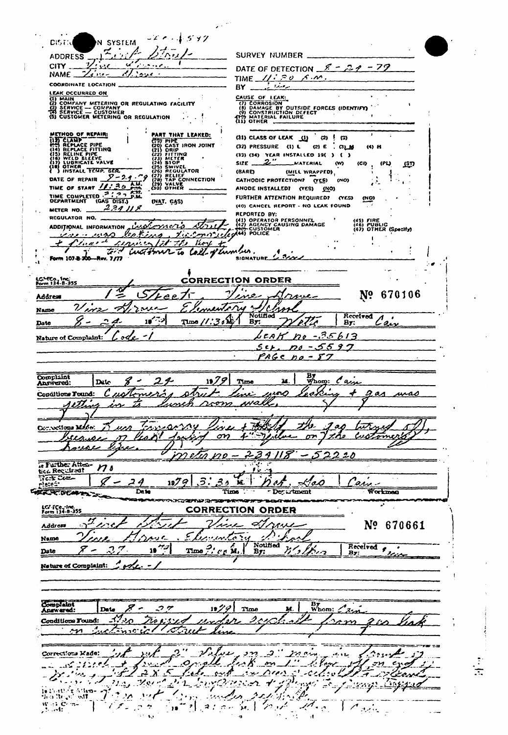DISTRIBUTION SYSTEM -2- - 5597

ADDRESS First Street

CITY Vine Grove

NAME Vine Grove

COORDINATE LOCATION

LEAK OCCURRED ON
(1) MAIN
(2) COMPANY METERING OR REGULATING FACILITY
(3) SERVICE — COMPANY
(4) SERVICE — CUSTOMER
(5) CUSTOMER METERING OR REGULATION

SURVEY NUMBER

DATE OF DETECTION 8 - 24 - 79

TIME 11:30 A.M.

BY Cain

CAUSE OF LEAK:
(7) CORROSION
(8) DAMAGE BY OUTSIDE FORCES (IDENTIFY)
(9) CONSTRUCTION DEFECT
(10) MATERIAL FAILURE
(11) OTHER

METHOD OF REPAIR:
(12) CLAMP
(13) REPLACE PIPE
(14) REPLACE FITTING
(15) RELINE PIPE
(16) WELD SLEEVE
(17) LUBRICATE VALVE
(18) OTHER
( ) INSTALL TEMP. SER.

PART THAT LEAKED:
(19) PIPE
(20) CAST IRON JOINT
(21) DRIP
(22) FITTING
(23) METER
(24) STOP
(25) SWIVEL
(26) REGULATOR
(27) RELIEF
(28) TAP CONNECTION
(29) VALVE
(30) OTHER

DATE OF REPAIR 8-24-79

TIME OF START 11:30 A.M.

TIME COMPLETED 3:30 P.M.

DEPARTMENT (GAS DIST.) (NAT. GAS)

METER NO. 234118

REGULATOR NO.

(31) CLASS OF LEAK (1) (2) (3)

(32) PRESSURE (1) L (2) E (3) M (4) H

(33) (34) YEAR INSTALLED 19( ) ( )

SIZE 2" MATERIAL (W) (CI) (PL) (ST)

(BARE) (MILL WRAPPED)

CATHODIC PROTECTION? (YES) (NO)

ANODE INSTALLED? (YES) (NO)

FURTHER ATTENTION REQUIRED? (YES) (NO)

(40) CANCEL REPORT - NO LEAK FOUND

REPORTED BY:
(41) OPERATOR PERSONNEL
(42) AGENCY CAUSING DAMAGE
(43) CUSTOMER
(44) POLICE
(45) FIRE
(46) PUBLIC
(47) OTHER (Specify)

ADDITIONAL INFORMATION Customer's street line was leaking. Tie connected + placed service at the top to ... customer to call plumber.

SIGNATURE Cain

Form 107-B-200—Rev. 7/77

---

LG&E Co., Inc.
Form 134-B-355

## CORRECTION ORDER

№ 670106

Address 1st Street, Vine Grove

Name Vine Grove Elementary School

Date 8-24 1979 Time 11:30 A.M. Notified By: Watts Received By: Cain

Nature of Complaint: Code-1

LEAK no - 35613
Ser. no - 5597
PAGE no - 87

Complaint Answered: Date 8-24 1979 Time M. By Whom: Cain

Conditions Found: Customer's street line was leaking + gas was getting in to lunch room wall.

Corrections Made: Run temporary line + hold the gas turned off, because of leak going on 4" yellow on the customer's house line.

meter no - 234118 - 52220

Is Further Attention Required? no

Work Completed: 8-24 1979 3:30 P.M. | Dist. Gas | Cain

Date | Time | Department | Workman

---

LG&E Co., Inc.
Form 134-B-355

## CORRECTION ORDER

№ 670661

Address First Street Vine Grove

Name Vine Grove Elementary School

Date 8-27 1979 Time 7:00 A.M. Notified By: Walker Received By: Cain

Nature of Complaint: Code-1

Complaint Answered: Date 8-27 1979 Time M. By Whom: Cain

Conditions Found: Gas trapped under asphalt from gas leak on customer's street line

Corrections Made: ... 2" valve on 2" main in ... of ... street + found small leak on 1" ... on end of ... ... 2 x 5 hole ... school ... gas trapped

Is Further Attention Required? ... gas under asphalt

Work Completed: 8-... 19.. 3:... M. | Dist. Gas | Cain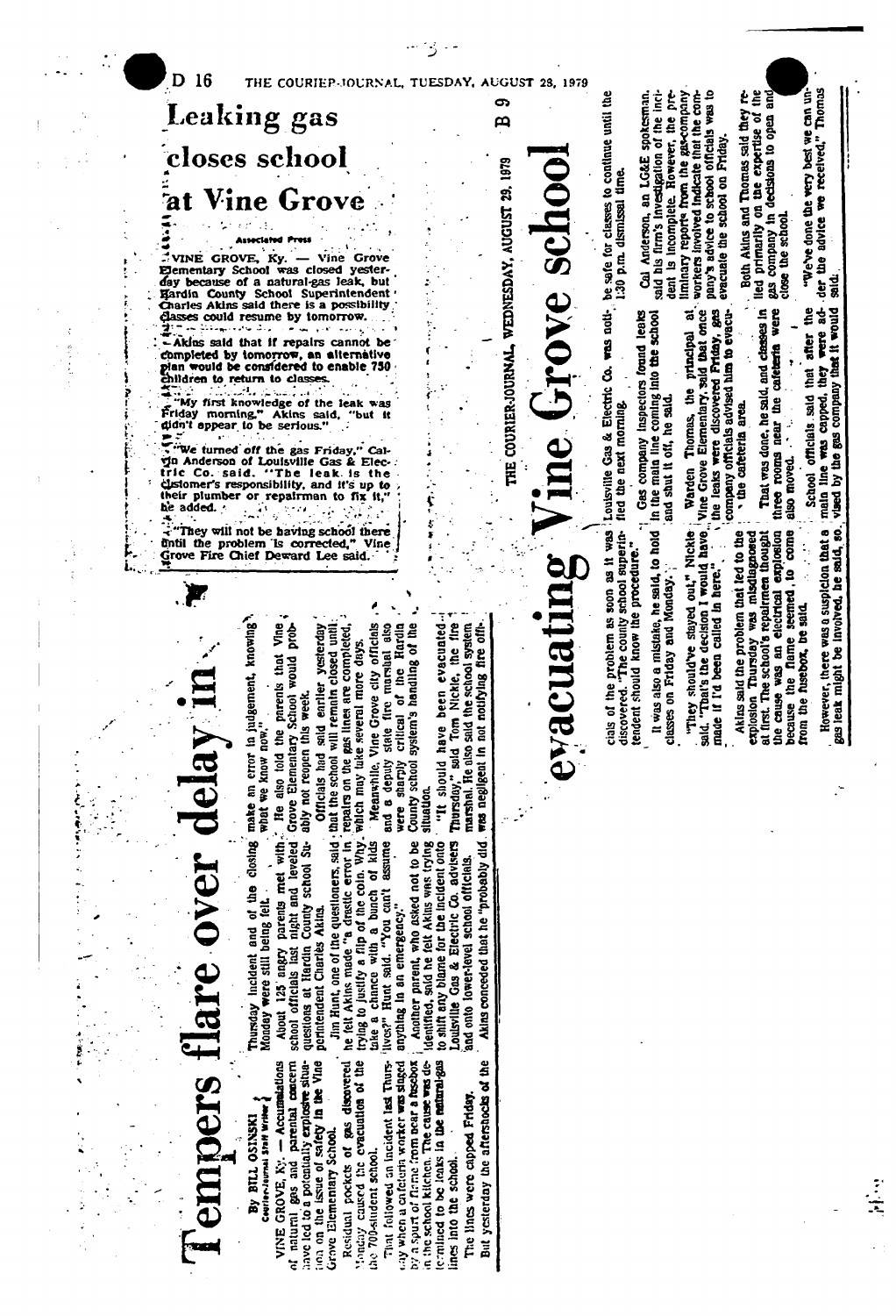# Leaking gas closes school at Vine Grove

Associated Press

VINE GROVE, Ky. — Vine Grove Elementary School was closed yesterday because of a natural-gas leak, but Hardin County School Superintendent Charles Akins said there is a possibility classes could resume by tomorrow.

Akins said that if repairs cannot be completed by tomorrow, an alternative plan would be considered to enable 750 children to return to classes.

"My first knowledge of the leak was Friday morning," Akins said, "but it didn't appear to be serious."

"We turned off the gas Friday," Calvin Anderson of Louisville Gas & Electric Co. said. "The leak is the customer's responsibility, and it's up to their plumber or repairman to fix it," he added.

"They will not be having school there until the problem is corrected," Vine Grove Fire Chief Deward Lee said.

# Tempers flare over delay in evacuating Vine Grove school

By BILL OSINSKI
Courier-Journal Staff Writer

VINE GROVE, Ky. — Accumulations of natural gas and parental concern have led to a potentially explosive situation on the issue of safety in the Vine Grove Elementary School.

Residual pockets of gas discovered Monday caused the evacuation of the 700-student school.

That followed an incident last Thursday when a cafeteria worker was singed by a spurt of flame from near a fusebox in the school kitchen. The cause was determined to be leaks in the natural-gas lines into the school.

The lines were capped Friday.

But yesterday the aftershocks of the Thursday incident and of the closing Monday were still being felt.

About 125 angry parents met with school officials last night and leveled questions at Hardin County school Superintendent Charles Akins.

Jim Hunt, one of the questioners, said he felt Akins made "a drastic error in trying to justify a flip of the coin. Why take a chance with a bunch of kids' lives?" Hunt said. "You can't assume anything in an emergency."

Another parent, who asked not to be identified, said he felt Akins was trying to shift any blame for the incident onto Louisville Gas & Electric Co. advisers and onto lower-level school officials.

Akins conceded that he "probably did make an error in judgement, knowing what we know now."

He also told the parents that Vine Grove Elementary School would probably not reopen this week.

Officials had said earlier yesterday that the school will remain closed until repairs on the gas lines are completed, which may take several more days.

Meanwhile, Vine Grove city officials and a deputy state fire marshal also were sharply critical of the Hardin County school system's handling of the situation.

"It should have been evacuated Thursday," said Tom Nickle, the fire marshal. He also said the school system was negligent in not notifying fire officials of the problem as soon as it was discovered. "The county school superintendent should know the procedure."

It was also a mistake, he said, to hold classes on Friday and Monday.

"They should've stayed out," Nickle said. "That's the decision I would have made if I'd been called in here."

Akins said the problem that led to the explosion Thursday was misdiagnosed at first. The school's repairmen thought the cause was an electrical explosion because the flame seemed to come from the fusebox, he said.

However, there was a suspicion that a gas leak might be involved, he said, so Louisville Gas & Electric Co. was notified the next morning.

Gas company inspectors found leaks in the main line coming into the school and shut it off, he said.

Warden Thomas, the principal at Vine Grove Elementary, said that once the leaks were discovered Friday, gas company officials advised him to evacuate the cafeteria area.

That was done, he said, and classes in three rooms near the cafeteria were also moved.

School officials said that after the main line was capped, they were advised by the gas company that it would be safe for classes to continue until the 1:30 p.m. dismissal time.

Cal Anderson, an LG&E spokesman, said his firm's investigation of the incident is incomplete. However, the preliminary reports from the gas-company workers involved indicate that the company's advice to school officials was to evacuate the school on Friday.

Both Akins and Thomas said they relied primarily on the expertise of the gas company in decisions to open and close the school.

"We've done the very best we can under the advice we received," Thomas said.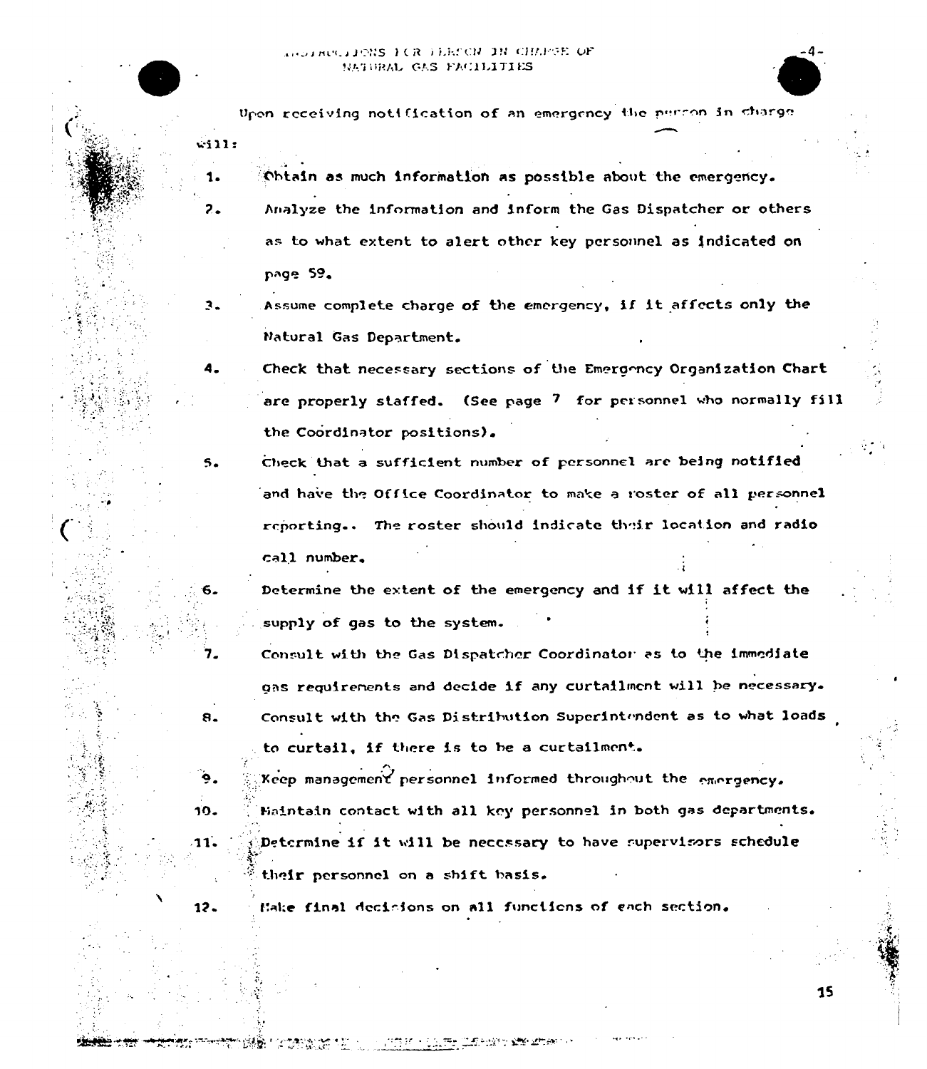Upon receiving notification of an emergency the person in charge will:

1. Obtain as much information as possible about the emergency.
2. Analyze the information and inform the Gas Dispatcher or others as to what extent to alert other key personnel as indicated on page 59.
3. Assume complete charge of the emergency, if it affects only the Natural Gas Department.
4. Check that necessary sections of the Emergency Organization Chart are properly staffed. (See page 7 for personnel who normally fill the Coordinator positions).
5. Check that a sufficient number of personnel are being notified and have the Office Coordinator to make a roster of all personnel reporting.. The roster should indicate their location and radio call number.
6. Determine the extent of the emergency and if it will affect the supply of gas to the system.
7. Consult with the Gas Dispatcher Coordinator as to the immediate gas requirements and decide if any curtailment will be necessary.
8. Consult with the Gas Distribution Superintendent as to what loads to curtail, if there is to be a curtailment.
9. Keep management personnel informed throughout the emergency.
10. Maintain contact with all key personnel in both gas departments.
11. Determine if it will be necessary to have supervisors schedule their personnel on a shift basis.
12. Make final decisions on all functions of each section.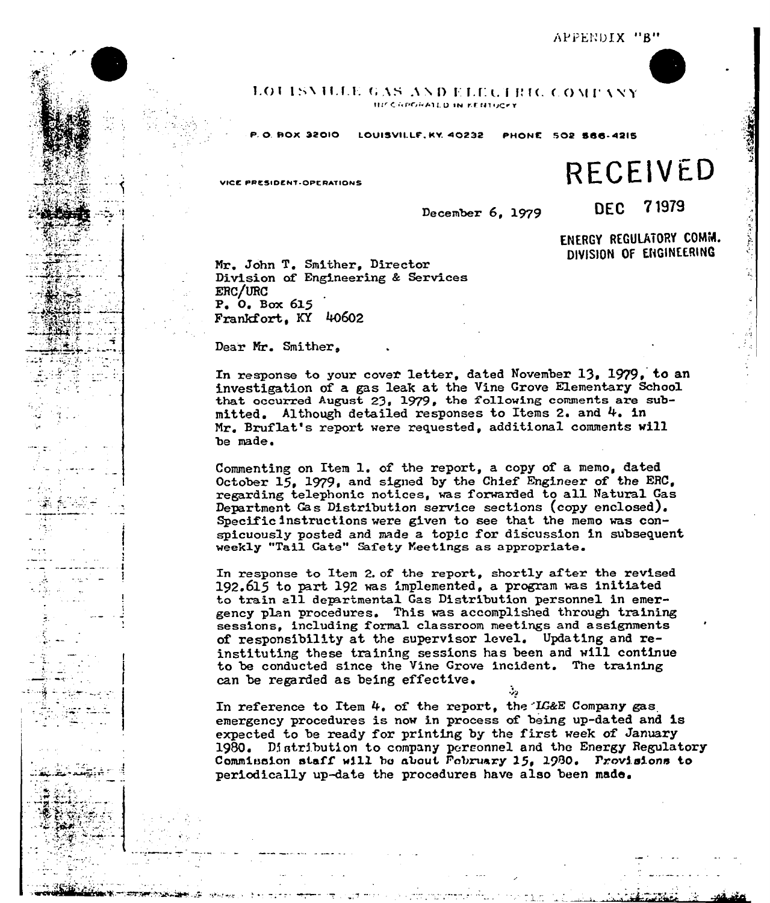APPENDIX "B"

LOUISVILLE GAS AND ELECTRIC COMPANY
INCORPORATED IN KENTUCKY

P. O. BOX 32010 LOUISVILLE, KY. 40232 PHONE 502 566-4215

VICE PRESIDENT-OPERATIONS

RECEIVED

DEC 7 1979

ENERGY REGULATORY COMM.
DIVISION OF ENGINEERING

December 6, 1979

Mr. John T. Smither, Director
Division of Engineering & Services
ERC/URC
P. O. Box 615
Frankfort, KY 40602

Dear Mr. Smither,

In response to your cover letter, dated November 13, 1979, to an investigation of a gas leak at the Vine Grove Elementary School that occurred August 23, 1979, the following comments are submitted. Although detailed responses to Items 2. and 4. in Mr. Bruflat's report were requested, additional comments will be made.

Commenting on Item 1. of the report, a copy of a memo, dated October 15, 1979, and signed by the Chief Engineer of the ERC, regarding telephonic notices, was forwarded to all Natural Gas Department Gas Distribution service sections (copy enclosed). Specific instructions were given to see that the memo was conspicuously posted and made a topic for discussion in subsequent weekly "Tail Gate" Safety Meetings as appropriate.

In response to Item 2. of the report, shortly after the revised 192.615 to part 192 was implemented, a program was initiated to train all departmental Gas Distribution personnel in emergency plan procedures. This was accomplished through training sessions, including formal classroom meetings and assignments of responsibility at the supervisor level. Updating and re-instituting these training sessions has been and will continue to be conducted since the Vine Grove incident. The training can be regarded as being effective.

In reference to Item 4. of the report, the LG&E Company gas emergency procedures is now in process of being up-dated and is expected to be ready for printing by the first week of January 1980. Distribution to company personnel and the Energy Regulatory Commission staff will be about February 15, 1980. Provisions to periodically up-date the procedures have also been made.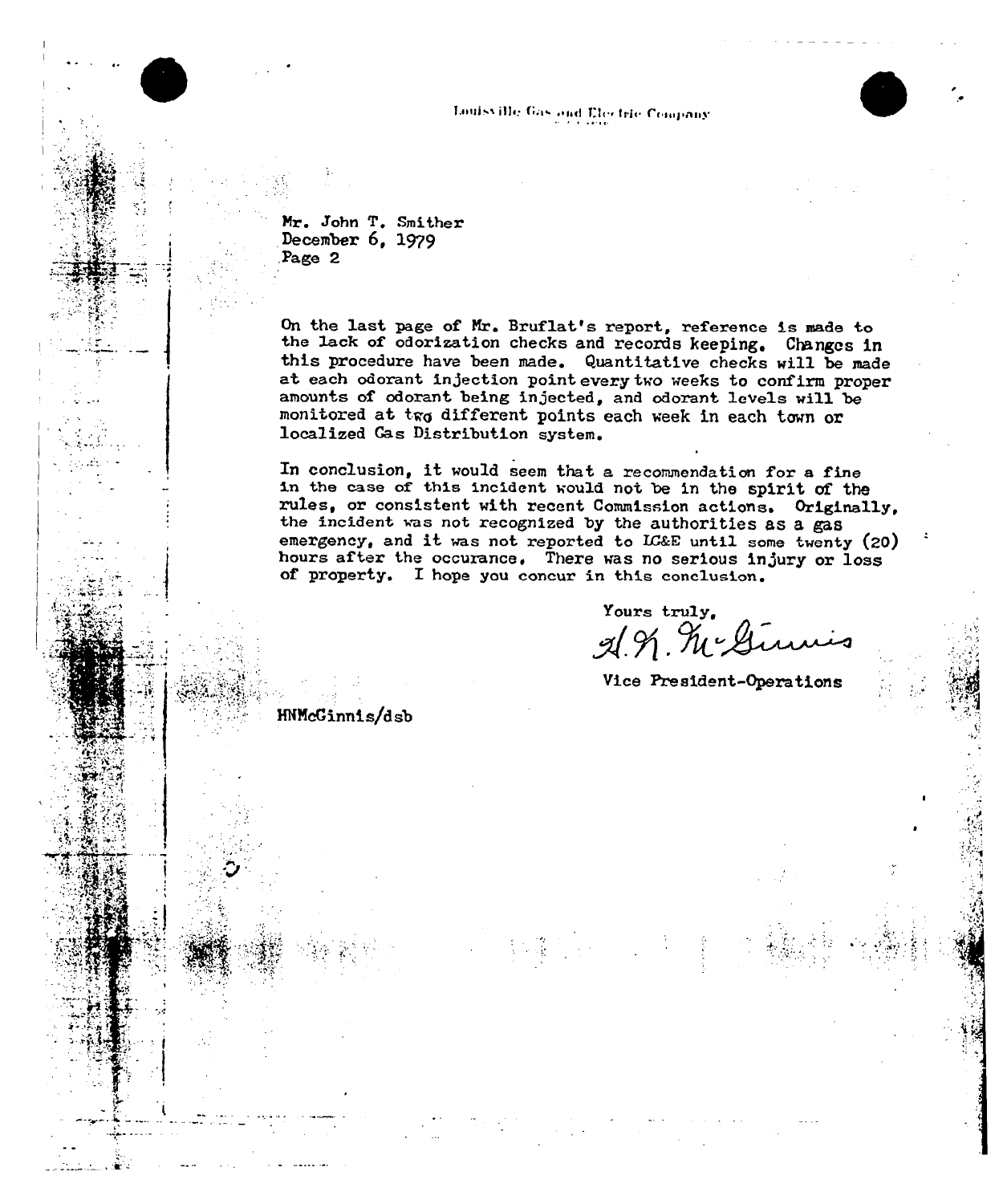Louisville Gas and Electric Company

Mr. John T. Smither
December 6, 1979
Page 2

On the last page of Mr. Bruflat's report, reference is made to the lack of odorization checks and records keeping. Changes in this procedure have been made. Quantitative checks will be made at each odorant injection point every two weeks to confirm proper amounts of odorant being injected, and odorant levels will be monitored at two different points each week in each town or localized Gas Distribution system.

In conclusion, it would seem that a recommendation for a fine in the case of this incident would not be in the spirit of the rules, or consistent with recent Commission actions. Originally, the incident was not recognized by the authorities as a gas emergency, and it was not reported to LG&E until some twenty (20) hours after the occurance. There was no serious injury or loss of property. I hope you concur in this conclusion.

Yours truly,

H. N. McGinnis

Vice President-Operations

HNMcGinnis/dsb